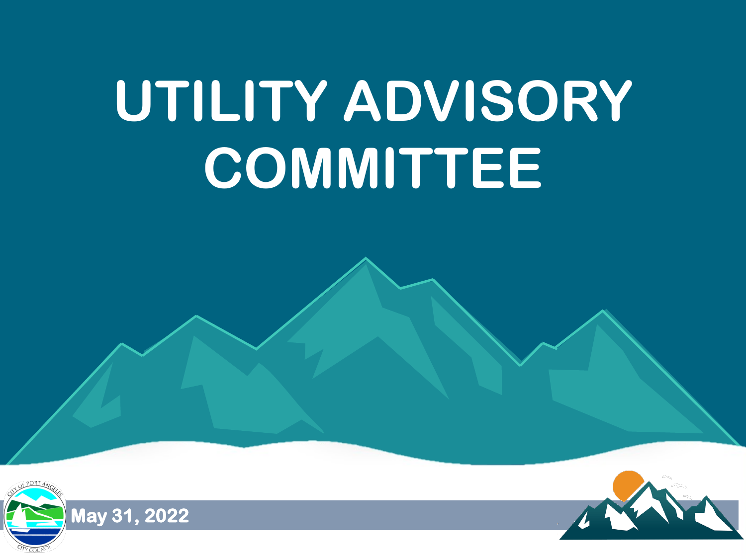# UTILITY ADVISORY COMMITTEE

**May 31, 2022**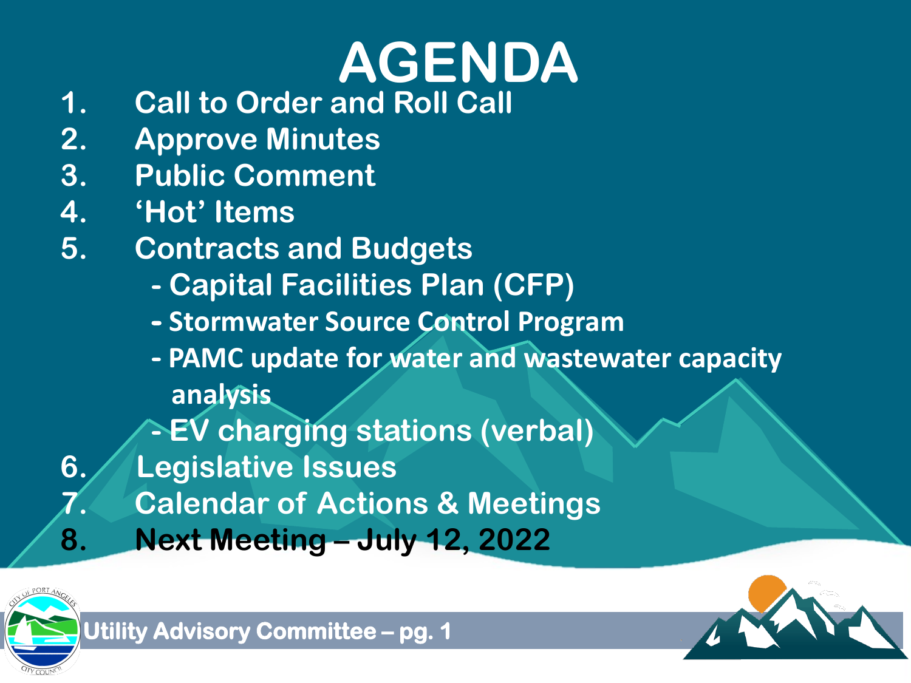# AGENDA

1. Call to Order and Roll Call
2. Approve Minutes
3. Public Comment
4. 'Hot' Items
5. Contracts and Budgets
   - Capital Facilities Plan (CFP)
   - Stormwater Source Control Program
   - PAMC update for water and wastewater capacity analysis
   - EV charging stations (verbal)
6. Legislative Issues
7. Calendar of Actions & Meetings
8. **Next Meeting – July 12, 2022**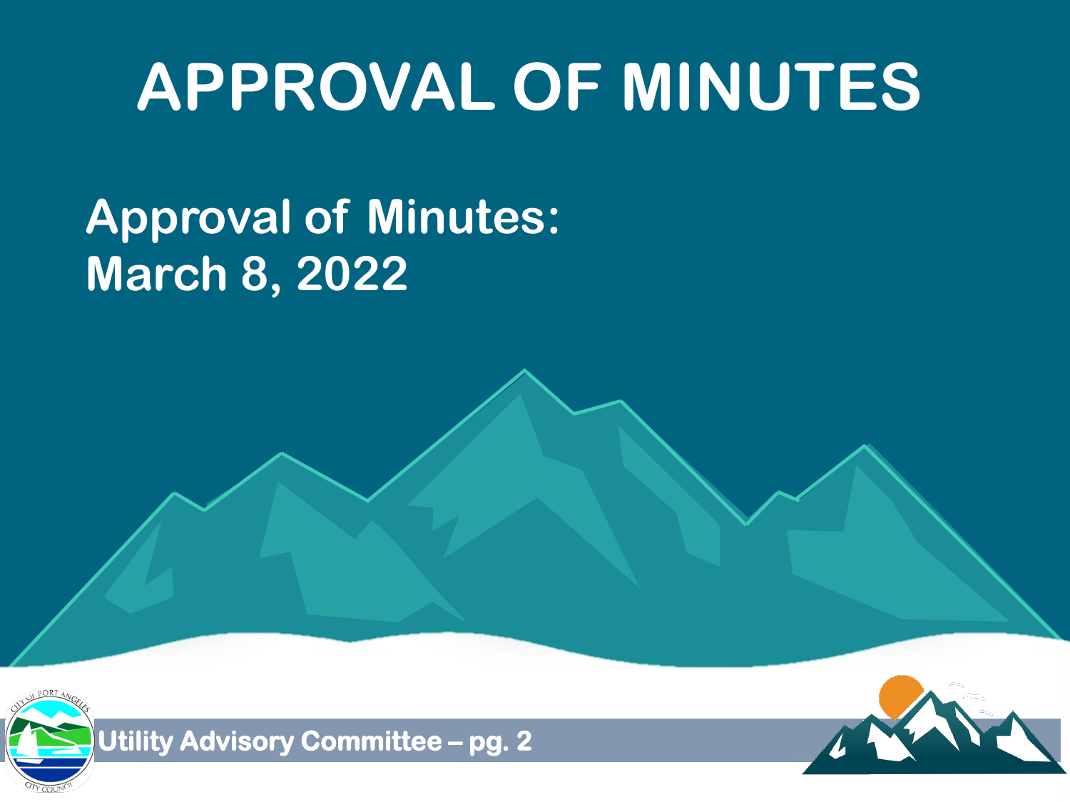# APPROVAL OF MINUTES

**Approval of Minutes:**
**March 8, 2022**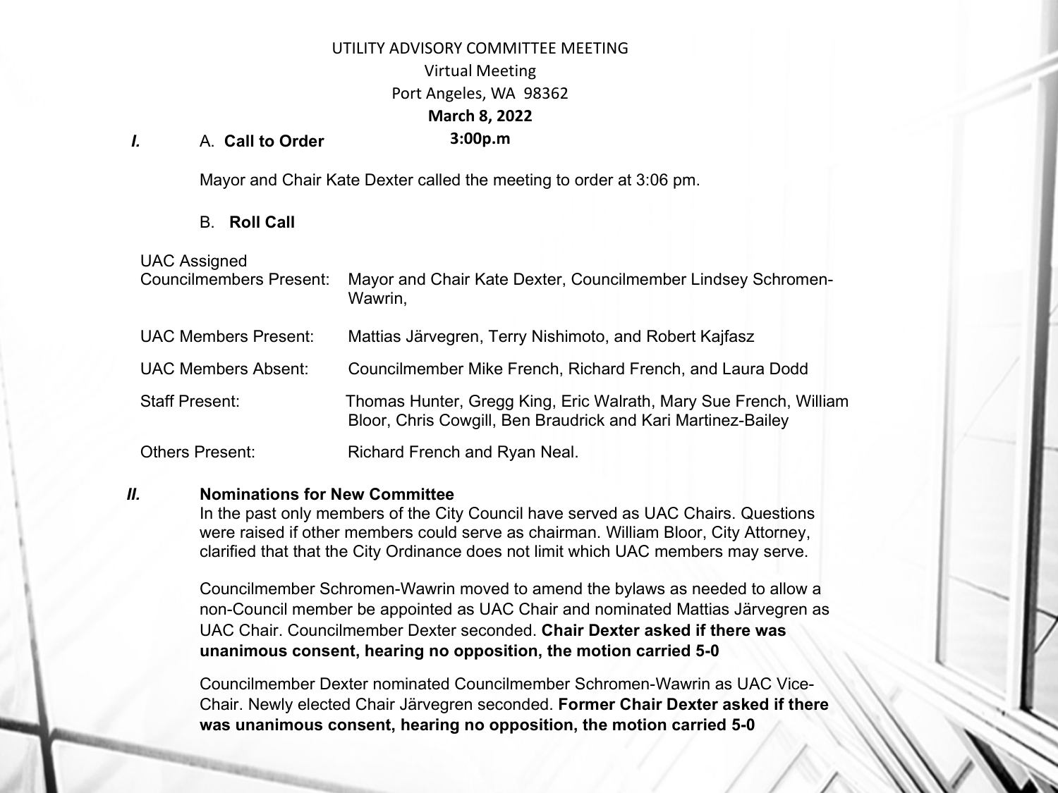UTILITY ADVISORY COMMITTEE MEETING

Virtual Meeting

Port Angeles, WA 98362

**March 8, 2022**

**3:00p.m**

***I.*** A. **Call to Order**

Mayor and Chair Kate Dexter called the meeting to order at 3:06 pm.

B. **Roll Call**

| | |
|---|---|
| UAC Assigned Councilmembers Present: | Mayor and Chair Kate Dexter, Councilmember Lindsey Schromen-Wawrin, |
| UAC Members Present: | Mattias Järvegren, Terry Nishimoto, and Robert Kajfasz |
| UAC Members Absent: | Councilmember Mike French, Richard French, and Laura Dodd |
| Staff Present: | Thomas Hunter, Gregg King, Eric Walrath, Mary Sue French, William Bloor, Chris Cowgill, Ben Braudrick and Kari Martinez-Bailey |
| Others Present: | Richard French and Ryan Neal. |

***II.*** **Nominations for New Committee**

In the past only members of the City Council have served as UAC Chairs. Questions were raised if other members could serve as chairman. William Bloor, City Attorney, clarified that that the City Ordinance does not limit which UAC members may serve.

Councilmember Schromen-Wawrin moved to amend the bylaws as needed to allow a non-Council member be appointed as UAC Chair and nominated Mattias Järvegren as UAC Chair. Councilmember Dexter seconded. **Chair Dexter asked if there was unanimous consent, hearing no opposition, the motion carried 5-0**

Councilmember Dexter nominated Councilmember Schromen-Wawrin as UAC Vice-Chair. Newly elected Chair Järvegren seconded. **Former Chair Dexter asked if there was unanimous consent, hearing no opposition, the motion carried 5-0**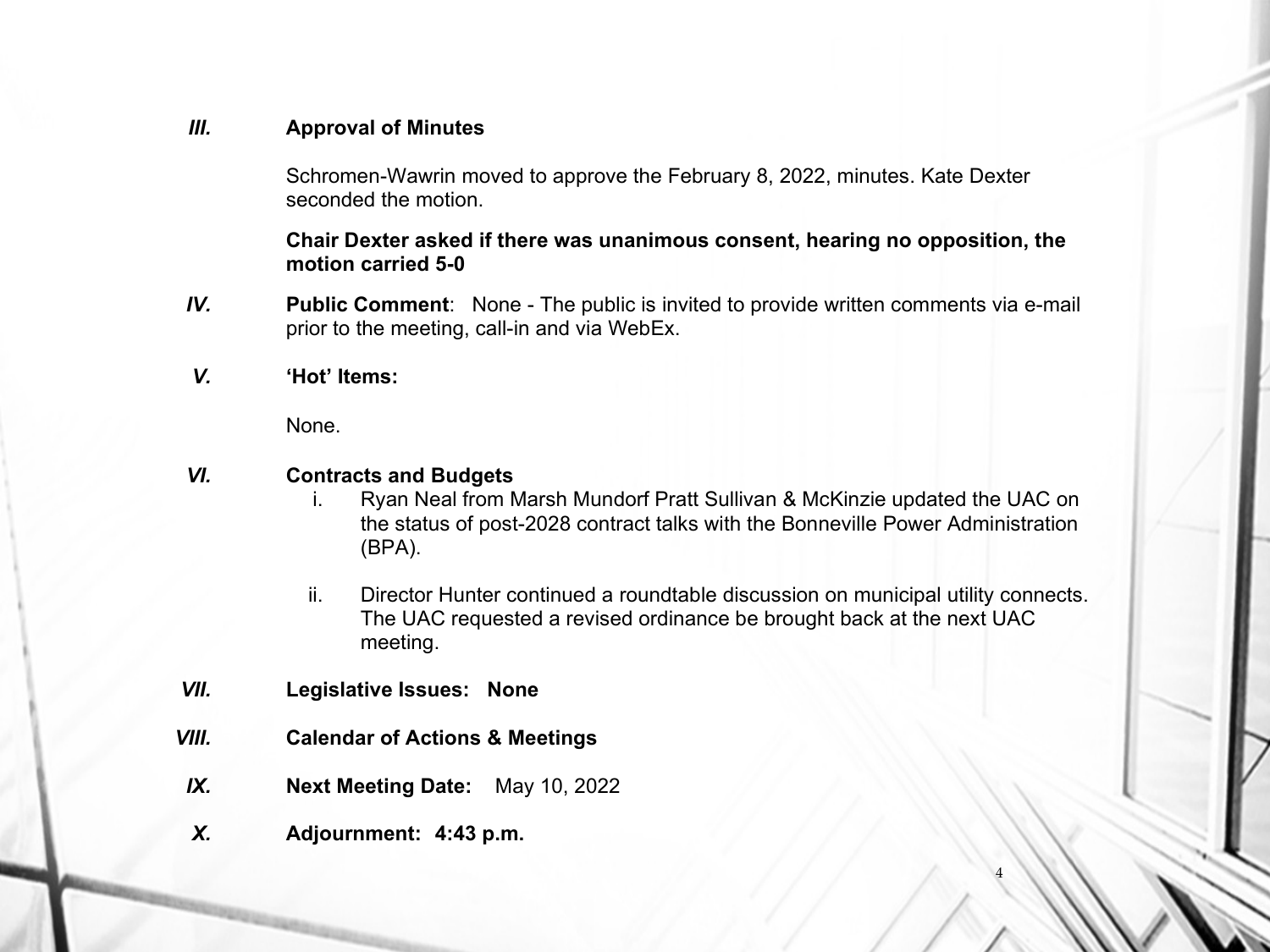***III.*** **Approval of Minutes**

Schromen-Wawrin moved to approve the February 8, 2022, minutes. Kate Dexter seconded the motion.

**Chair Dexter asked if there was unanimous consent, hearing no opposition, the motion carried 5-0**

***IV.*** **Public Comment**: None - The public is invited to provide written comments via e-mail prior to the meeting, call-in and via WebEx.

***V.*** **'Hot' Items:**

None.

***VI.*** **Contracts and Budgets**

i. Ryan Neal from Marsh Mundorf Pratt Sullivan & McKinzie updated the UAC on the status of post-2028 contract talks with the Bonneville Power Administration (BPA).

ii. Director Hunter continued a roundtable discussion on municipal utility connects. The UAC requested a revised ordinance be brought back at the next UAC meeting.

***VII.*** **Legislative Issues: None**

***VIII.*** **Calendar of Actions & Meetings**

***IX.*** **Next Meeting Date:** May 10, 2022

***X.*** **Adjournment: 4:43 p.m.**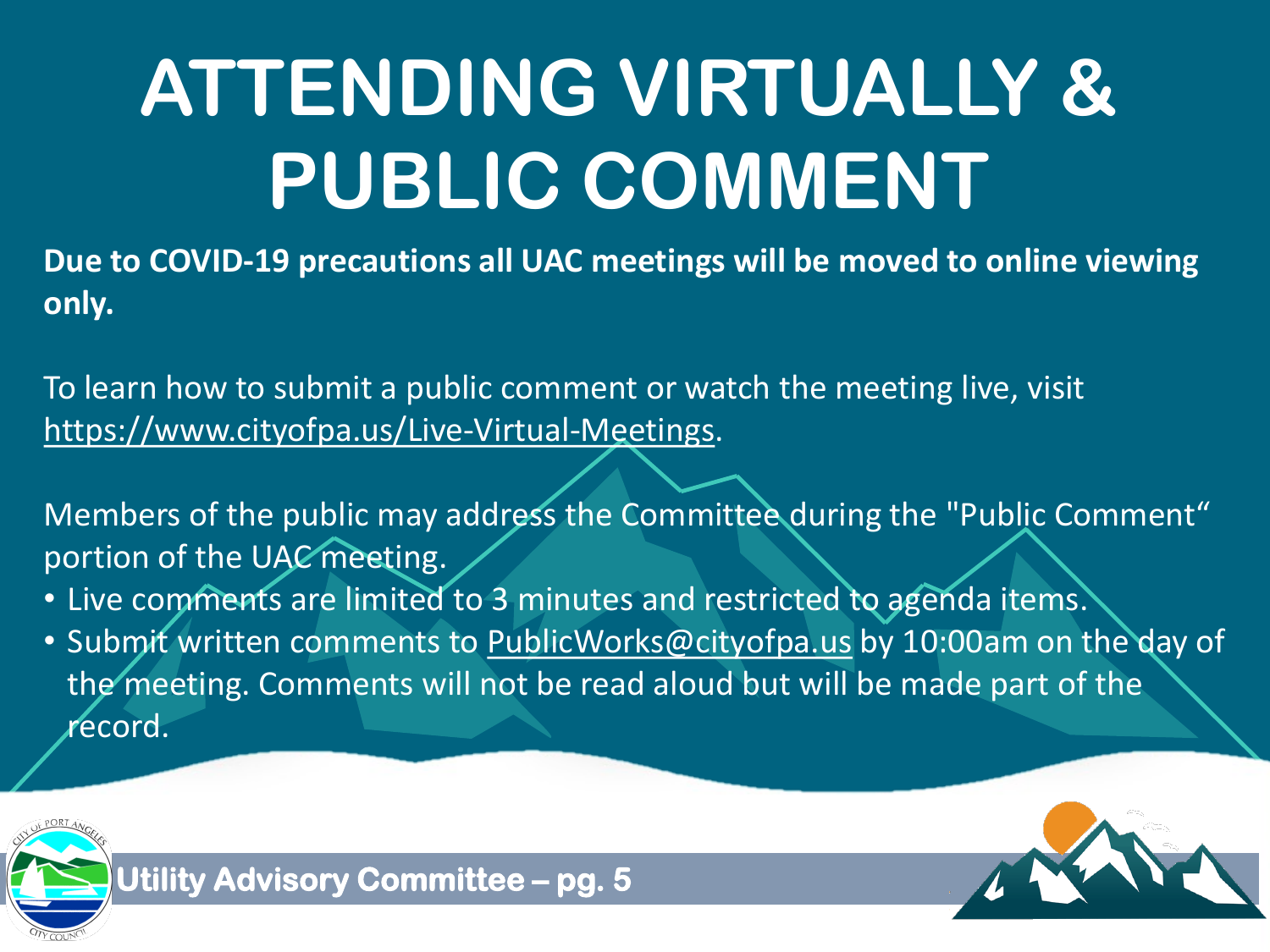# ATTENDING VIRTUALLY & PUBLIC COMMENT

**Due to COVID-19 precautions all UAC meetings will be moved to online viewing only.**

To learn how to submit a public comment or watch the meeting live, visit https://www.cityofpa.us/Live-Virtual-Meetings.

Members of the public may address the Committee during the "Public Comment" portion of the UAC meeting.

- Live comments are limited to 3 minutes and restricted to agenda items.
- Submit written comments to PublicWorks@cityofpa.us by 10:00am on the day of the meeting. Comments will not be read aloud but will be made part of the record.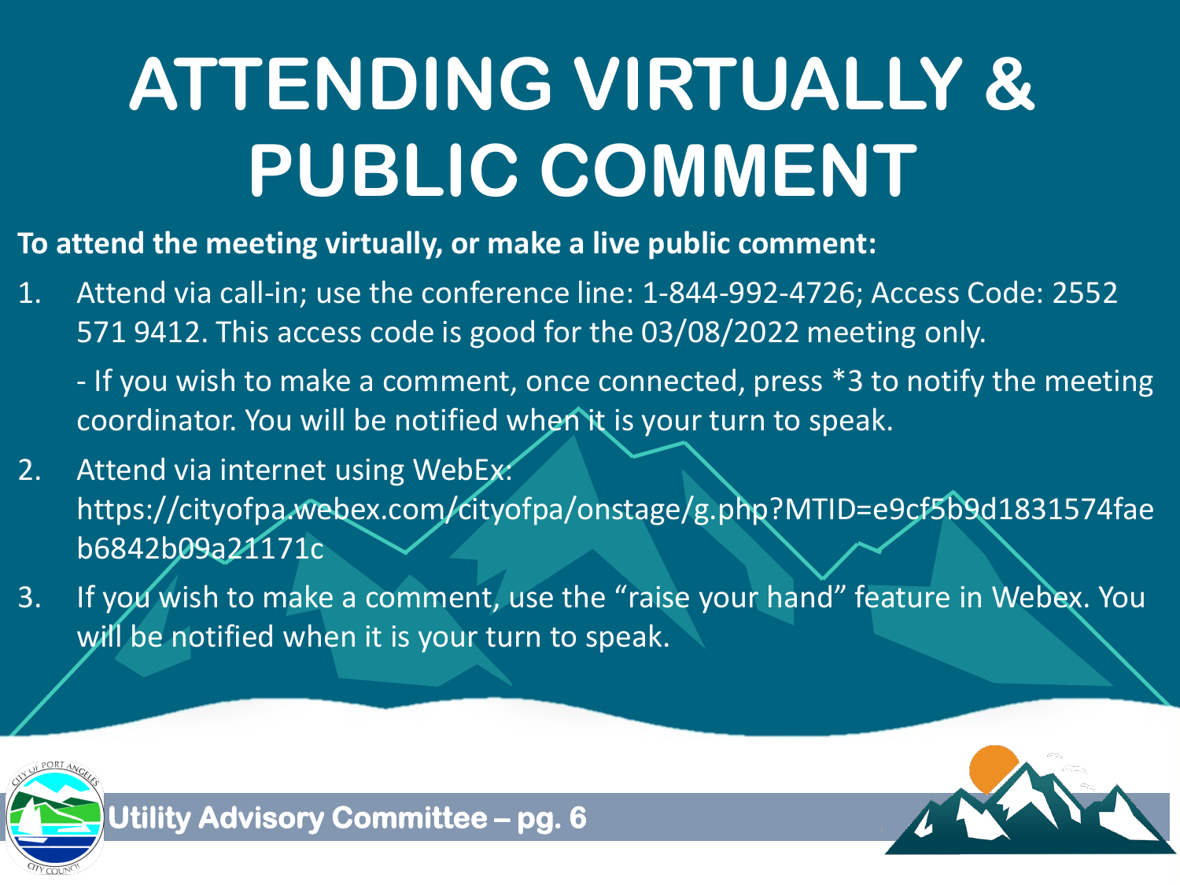# ATTENDING VIRTUALLY & PUBLIC COMMENT

**To attend the meeting virtually, or make a live public comment:**

1. Attend via call-in; use the conference line: 1-844-992-4726; Access Code: 2552 571 9412. This access code is good for the 03/08/2022 meeting only.

   - If you wish to make a comment, once connected, press *3 to notify the meeting coordinator. You will be notified when it is your turn to speak.

2. Attend via internet using WebEx: https://cityofpa.webex.com/cityofpa/onstage/g.php?MTID=e9cf5b9d1831574faeb6842b09a21171c

3. If you wish to make a comment, use the "raise your hand" feature in Webex. You will be notified when it is your turn to speak.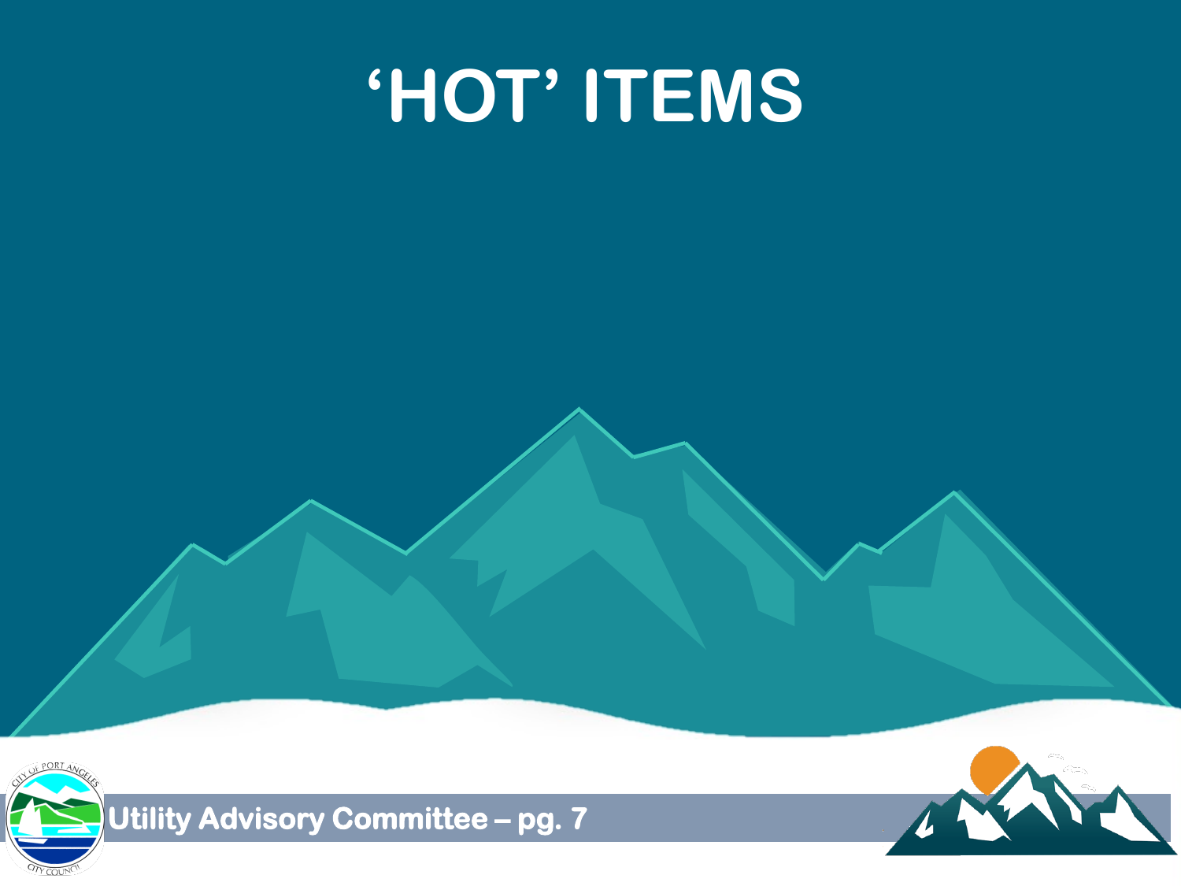# ‘HOT’ ITEMS

**Utility Advisory Committee – pg. 7**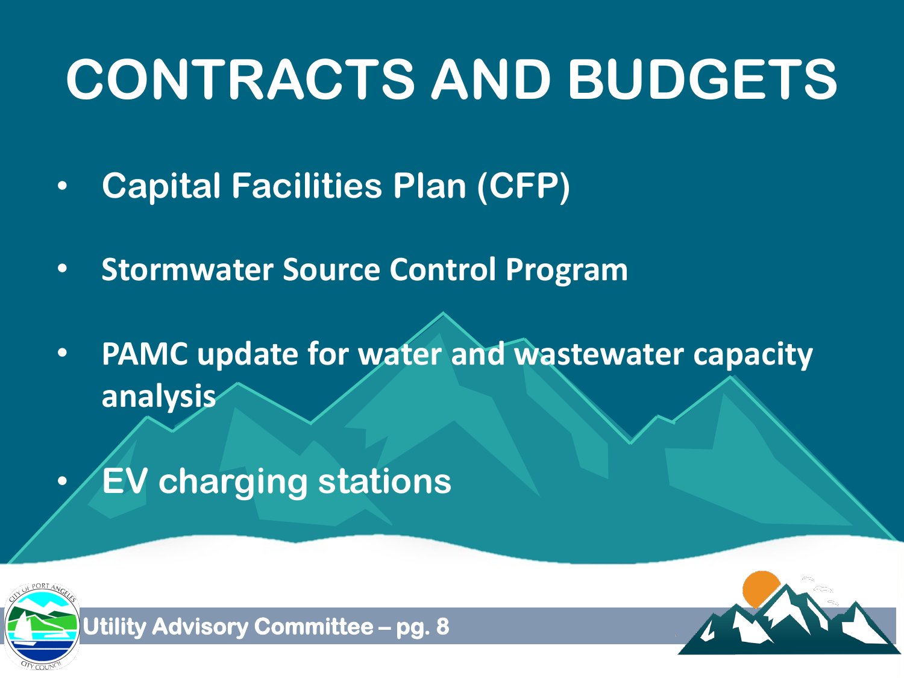# CONTRACTS AND BUDGETS

- **Capital Facilities Plan (CFP)**
- **Stormwater Source Control Program**
- **PAMC update for water and wastewater capacity analysis**
- **EV charging stations**

**Utility Advisory Committee – pg. 8**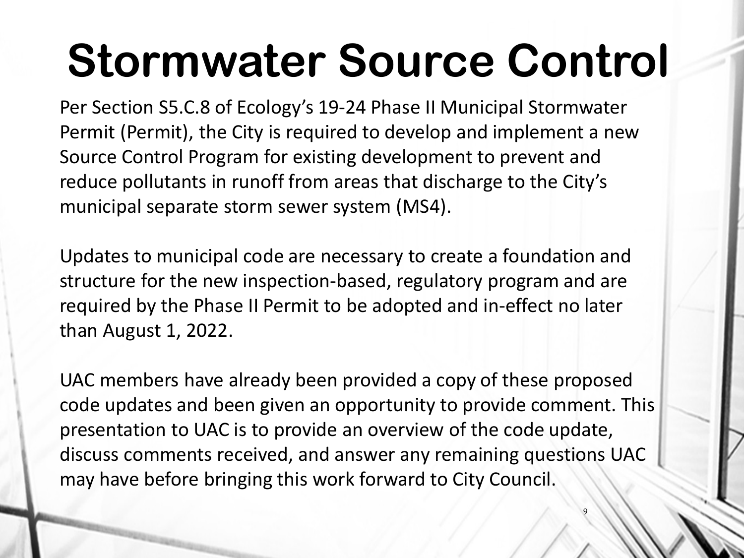# Stormwater Source Control

Per Section S5.C.8 of Ecology's 19-24 Phase II Municipal Stormwater Permit (Permit), the City is required to develop and implement a new Source Control Program for existing development to prevent and reduce pollutants in runoff from areas that discharge to the City's municipal separate storm sewer system (MS4).

Updates to municipal code are necessary to create a foundation and structure for the new inspection-based, regulatory program and are required by the Phase II Permit to be adopted and in-effect no later than August 1, 2022.

UAC members have already been provided a copy of these proposed code updates and been given an opportunity to provide comment. This presentation to UAC is to provide an overview of the code update, discuss comments received, and answer any remaining questions UAC may have before bringing this work forward to City Council.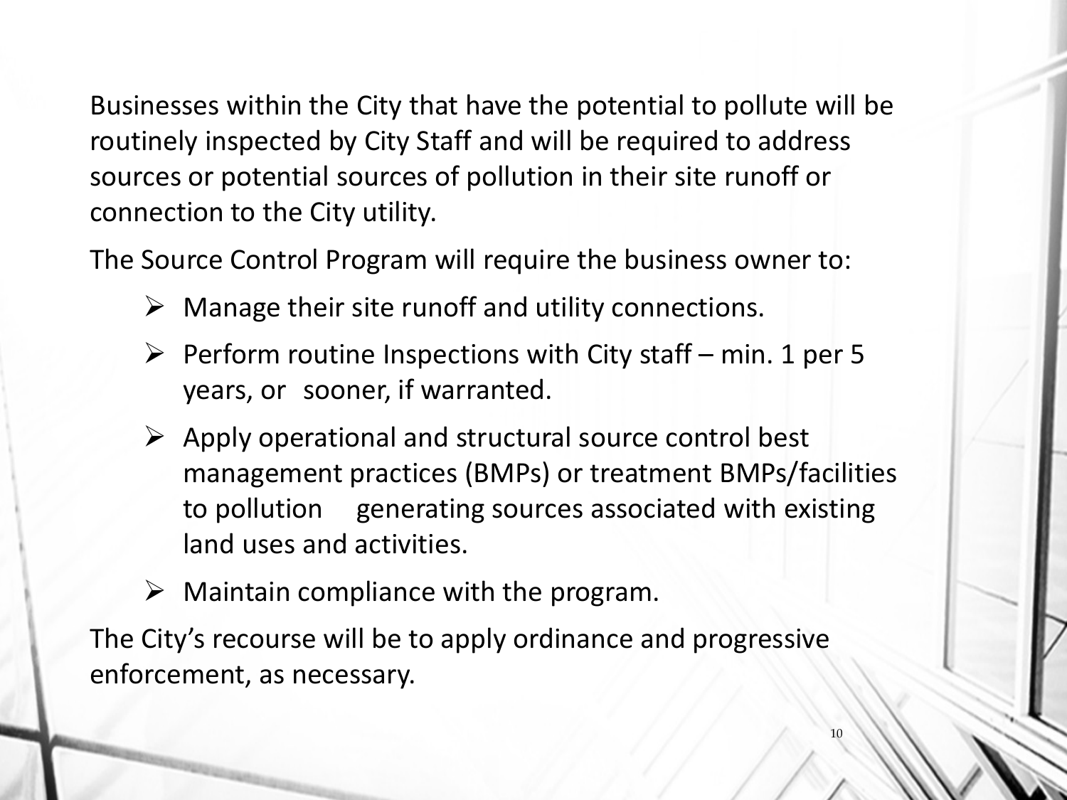Businesses within the City that have the potential to pollute will be routinely inspected by City Staff and will be required to address sources or potential sources of pollution in their site runoff or connection to the City utility.

The Source Control Program will require the business owner to:

- Manage their site runoff and utility connections.
- Perform routine Inspections with City staff – min. 1 per 5 years, or sooner, if warranted.
- Apply operational and structural source control best management practices (BMPs) or treatment BMPs/facilities to pollution generating sources associated with existing land uses and activities.
- Maintain compliance with the program.

The City's recourse will be to apply ordinance and progressive enforcement, as necessary.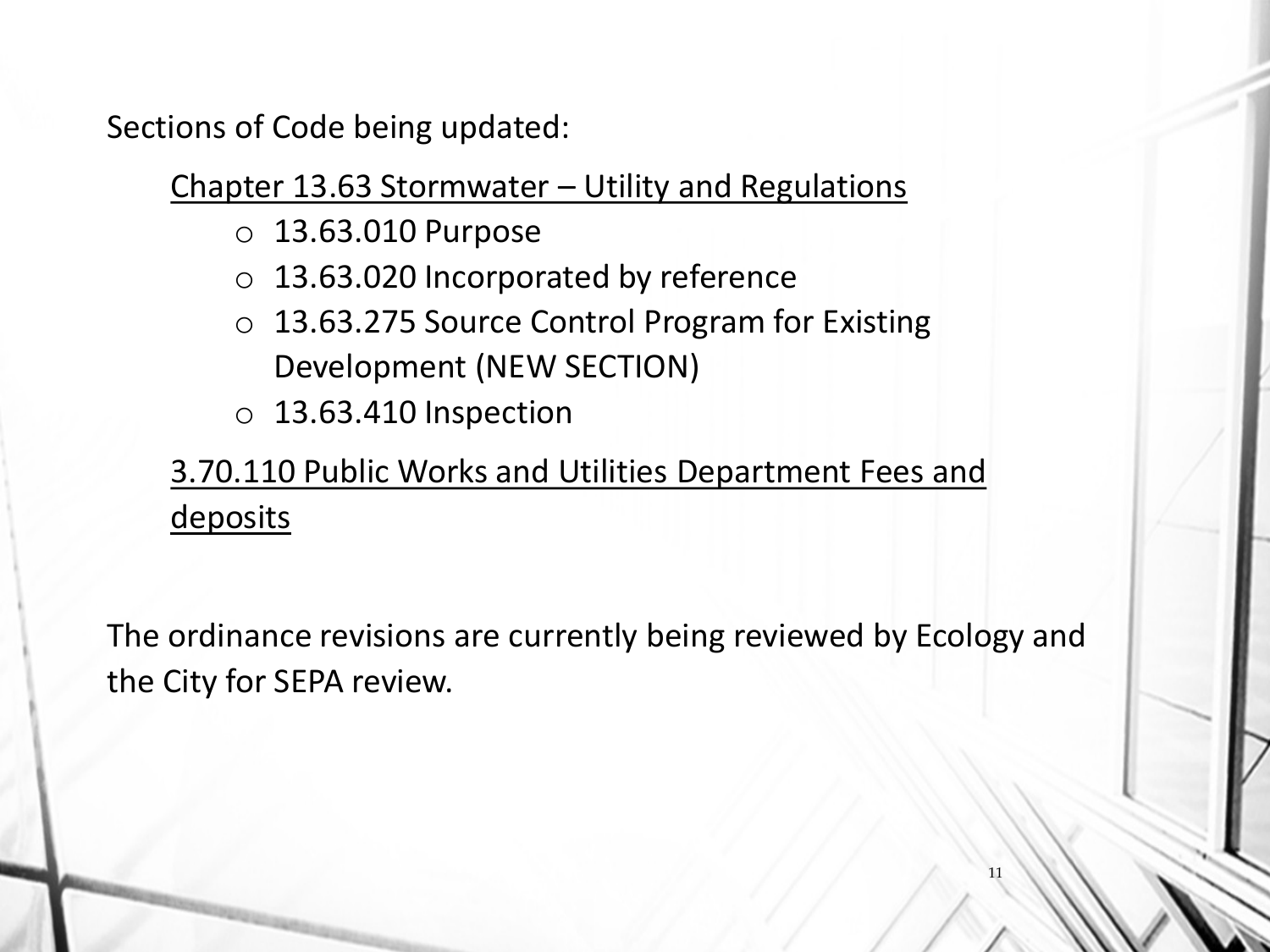Sections of Code being updated:

Chapter 13.63 Stormwater – Utility and Regulations

- 13.63.010 Purpose
- 13.63.020 Incorporated by reference
- 13.63.275 Source Control Program for Existing Development (NEW SECTION)
- 13.63.410 Inspection

3.70.110 Public Works and Utilities Department Fees and deposits

The ordinance revisions are currently being reviewed by Ecology and the City for SEPA review.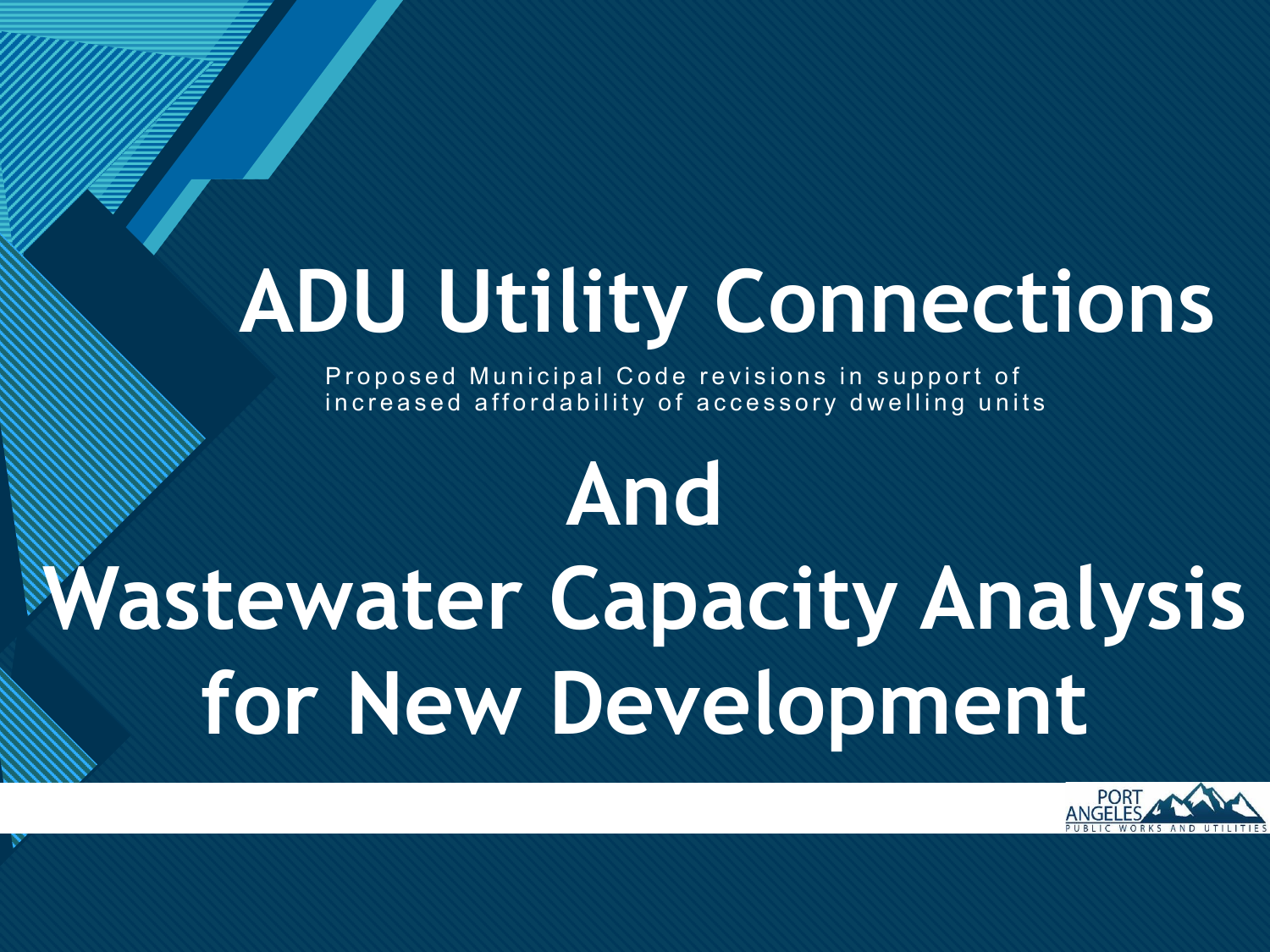# ADU Utility Connections

Proposed Municipal Code revisions in support of increased affordability of accessory dwelling units

# And

# Wastewater Capacity Analysis for New Development

PORT ANGELES
PUBLIC WORKS AND UTILITIES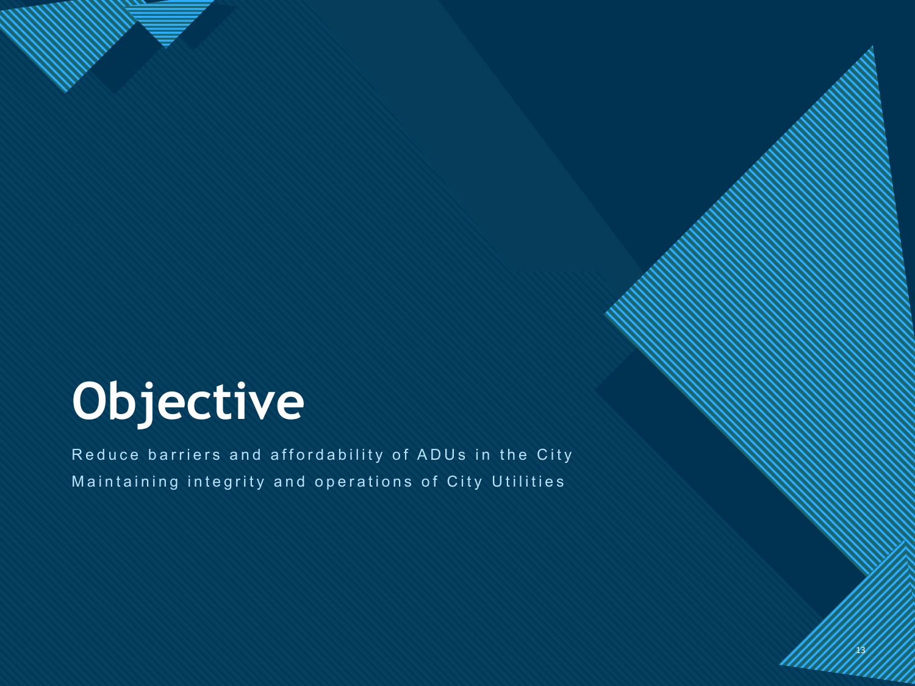# Objective

Reduce barriers and affordability of ADUs in the City

Maintaining integrity and operations of City Utilities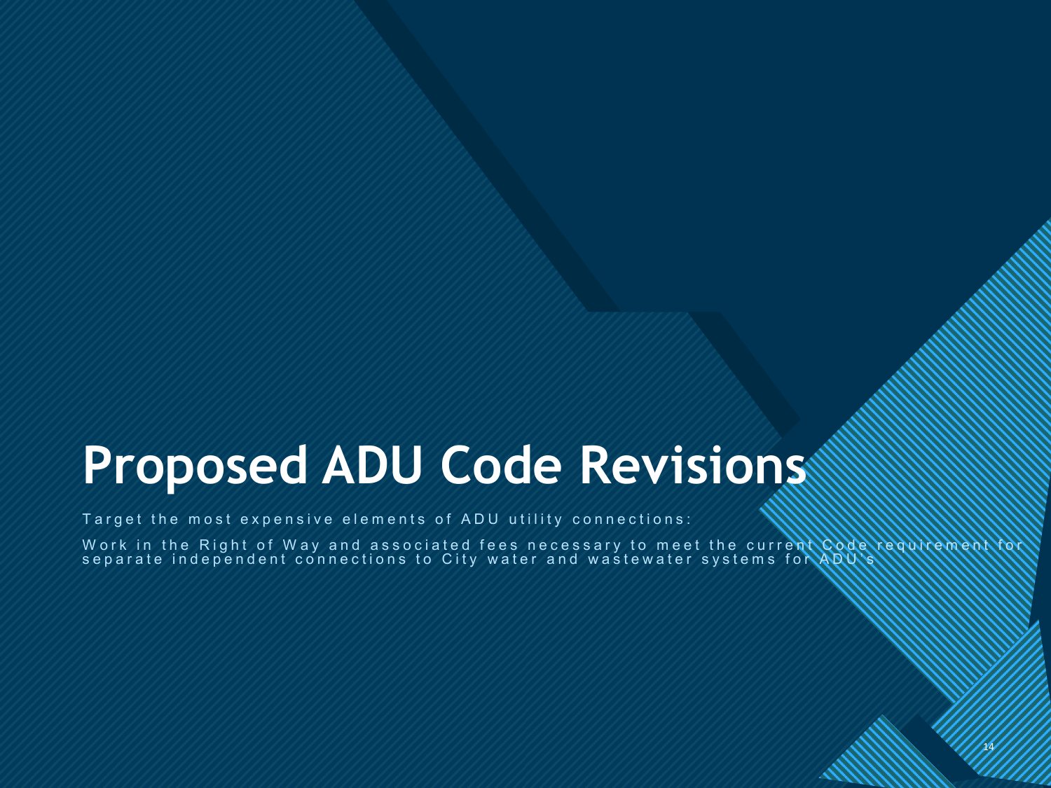# Proposed ADU Code Revisions

Target the most expensive elements of ADU utility connections:

Work in the Right of Way and associated fees necessary to meet the current Code requirement for separate independent connections to City water and wastewater systems for ADU's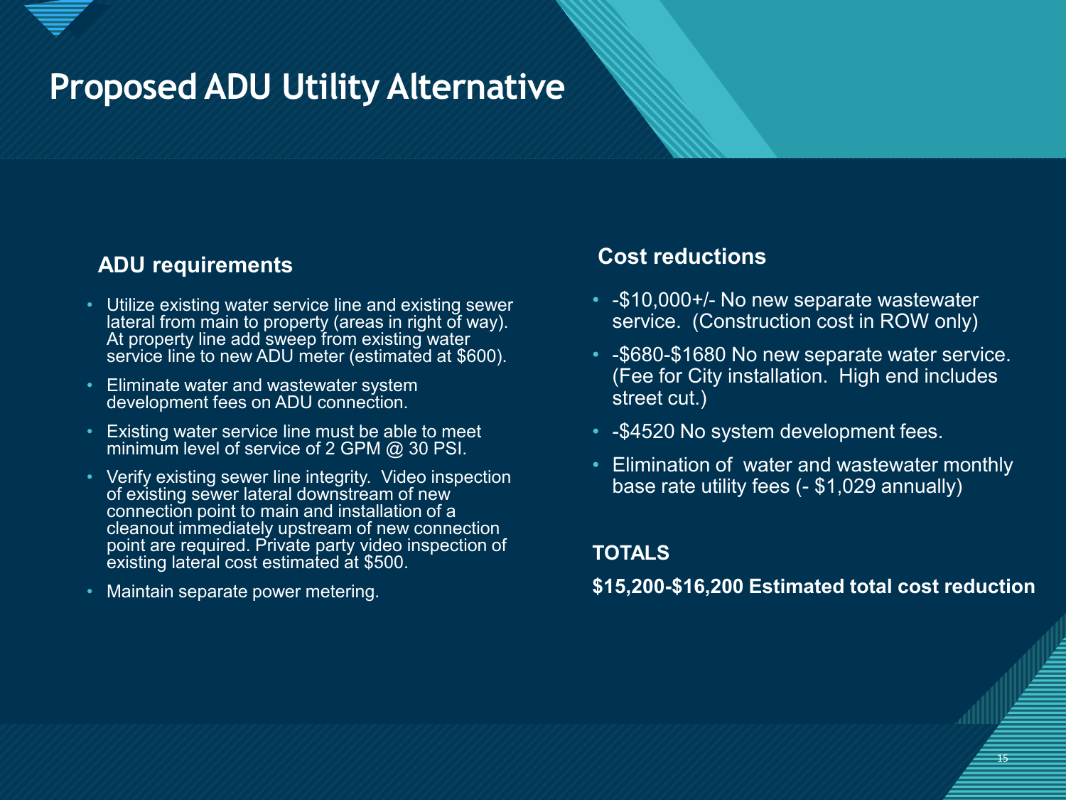# Proposed ADU Utility Alternative

## ADU requirements

- Utilize existing water service line and existing sewer lateral from main to property (areas in right of way). At property line add sweep from existing water service line to new ADU meter (estimated at $600).
- Eliminate water and wastewater system development fees on ADU connection.
- Existing water service line must be able to meet minimum level of service of 2 GPM @ 30 PSI.
- Verify existing sewer line integrity. Video inspection of existing sewer lateral downstream of new connection point to main and installation of a cleanout immediately upstream of new connection point are required. Private party video inspection of existing lateral cost estimated at $500.
- Maintain separate power metering.

## Cost reductions

- -$10,000+/- No new separate wastewater service. (Construction cost in ROW only)
- -$680-$1680 No new separate water service. (Fee for City installation. High end includes street cut.)
- -$4520 No system development fees.
- Elimination of water and wastewater monthly base rate utility fees (- $1,029 annually)

**TOTALS**

**$15,200-$16,200 Estimated total cost reduction**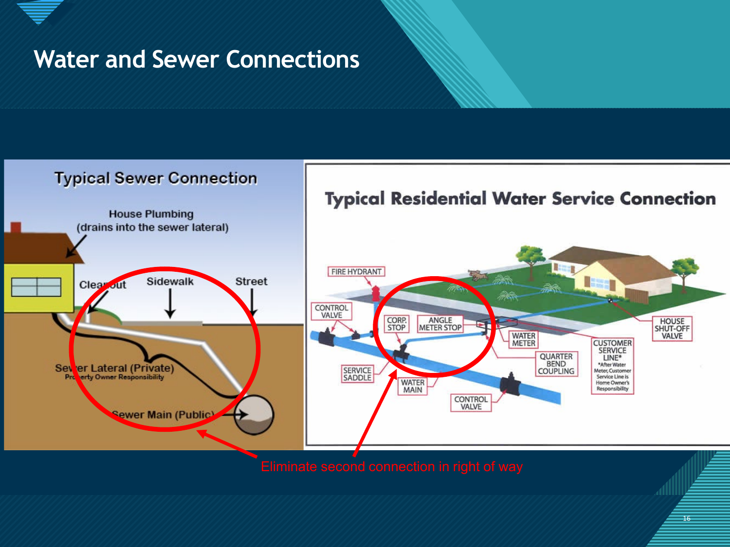# Water and Sewer Connections

## Typical Sewer Connection

House Plumbing
(drains into the sewer lateral)

Cleanout

Sidewalk

Street

Sewer Lateral (Private)
Property Owner Responsibility

Sewer Main (Public)

## Typical Residential Water Service Connection

FIRE HYDRANT

CONTROL VALVE

CORP. STOP

ANGLE METER STOP

WATER METER

SERVICE SADDLE

WATER MAIN

CONTROL VALVE

QUARTER BEND COUPLING

CUSTOMER SERVICE LINE*
*After Water Meter, Customer Service Line is Home Owner's Responsibility

HOUSE SHUT-OFF VALVE

Eliminate second connection in right of way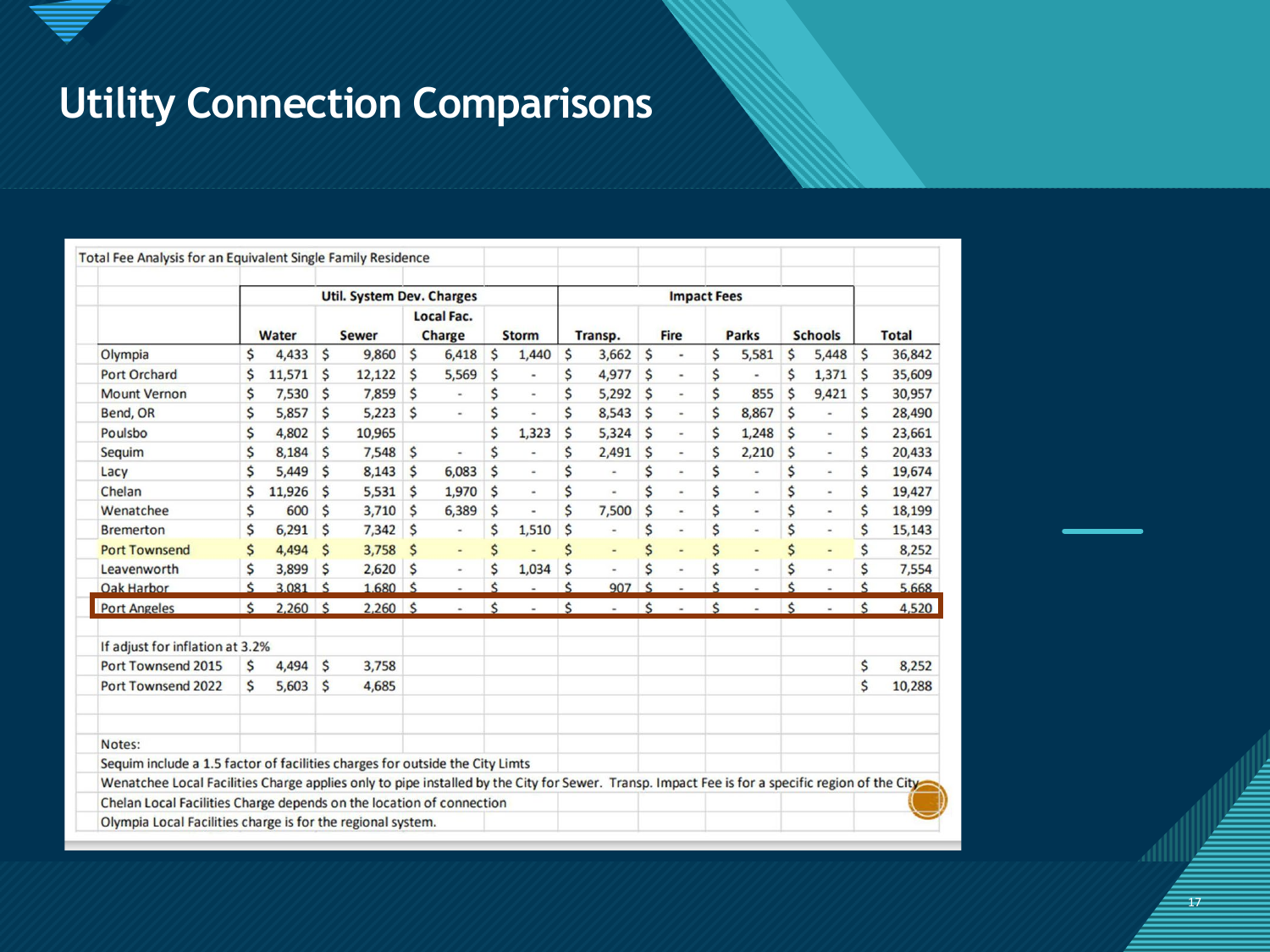# Utility Connection Comparisons

Total Fee Analysis for an Equivalent Single Family Residence

| | Util. System Dev. Charges | | | | Impact Fees | | | | |
|---|---|---|---|---|---|---|---|---|---|
| | Water | Sewer | Local Fac. Charge | Storm | Transp. | Fire | Parks | Schools | Total |
| Olympia | $ 4,433 | $ 9,860 | $ 6,418 | $ 1,440 | $ 3,662 | $ - | $ 5,581 | $ 5,448 | $ 36,842 |
| Port Orchard | $ 11,571 | $ 12,122 | $ 5,569 | $ - | $ 4,977 | $ - | $ - | $ 1,371 | $ 35,609 |
| Mount Vernon | $ 7,530 | $ 7,859 | $ - | $ - | $ 5,292 | $ - | $ 855 | $ 9,421 | $ 30,957 |
| Bend, OR | $ 5,857 | $ 5,223 | $ - | $ - | $ 8,543 | $ - | $ 8,867 | $ - | $ 28,490 |
| Poulsbo | $ 4,802 | $ 10,965 | | $ 1,323 | $ 5,324 | $ - | $ 1,248 | $ - | $ 23,661 |
| Sequim | $ 8,184 | $ 7,548 | $ - | $ - | $ 2,491 | $ - | $ 2,210 | $ - | $ 20,433 |
| Lacy | $ 5,449 | $ 8,143 | $ 6,083 | $ - | $ - | $ - | $ - | $ - | $ 19,674 |
| Chelan | $ 11,926 | $ 5,531 | $ 1,970 | $ - | $ - | $ - | $ - | $ - | $ 19,427 |
| Wenatchee | $ 600 | $ 3,710 | $ 6,389 | $ - | $ 7,500 | $ - | $ - | $ - | $ 18,199 |
| Bremerton | $ 6,291 | $ 7,342 | $ - | $ 1,510 | $ - | $ - | $ - | $ - | $ 15,143 |
| Port Townsend | $ 4,494 | $ 3,758 | $ - | $ - | $ - | $ - | $ - | $ - | $ 8,252 |
| Leavenworth | $ 3,899 | $ 2,620 | $ - | $ 1,034 | $ - | $ - | $ - | $ - | $ 7,554 |
| Oak Harbor | $ 3,081 | $ 1,680 | $ - | $ - | $ 907 | $ - | $ - | $ - | $ 5,668 |
| Port Angeles | $ 2,260 | $ 2,260 | $ - | $ - | $ - | $ - | $ - | $ - | $ 4,520 |
| | | | | | | | | | |
| If adjust for inflation at 3.2% | | | | | | | | | |
| Port Townsend 2015 | $ 4,494 | $ 3,758 | | | | | | | $ 8,252 |
| Port Townsend 2022 | $ 5,603 | $ 4,685 | | | | | | | $ 10,288 |

Notes:

Sequim include a 1.5 factor of facilities charges for outside the City Limts

Wenatchee Local Facilities Charge applies only to pipe installed by the City for Sewer. Transp. Impact Fee is for a specific region of the City

Chelan Local Facilities Charge depends on the location of connection

Olympia Local Facilities charge is for the regional system.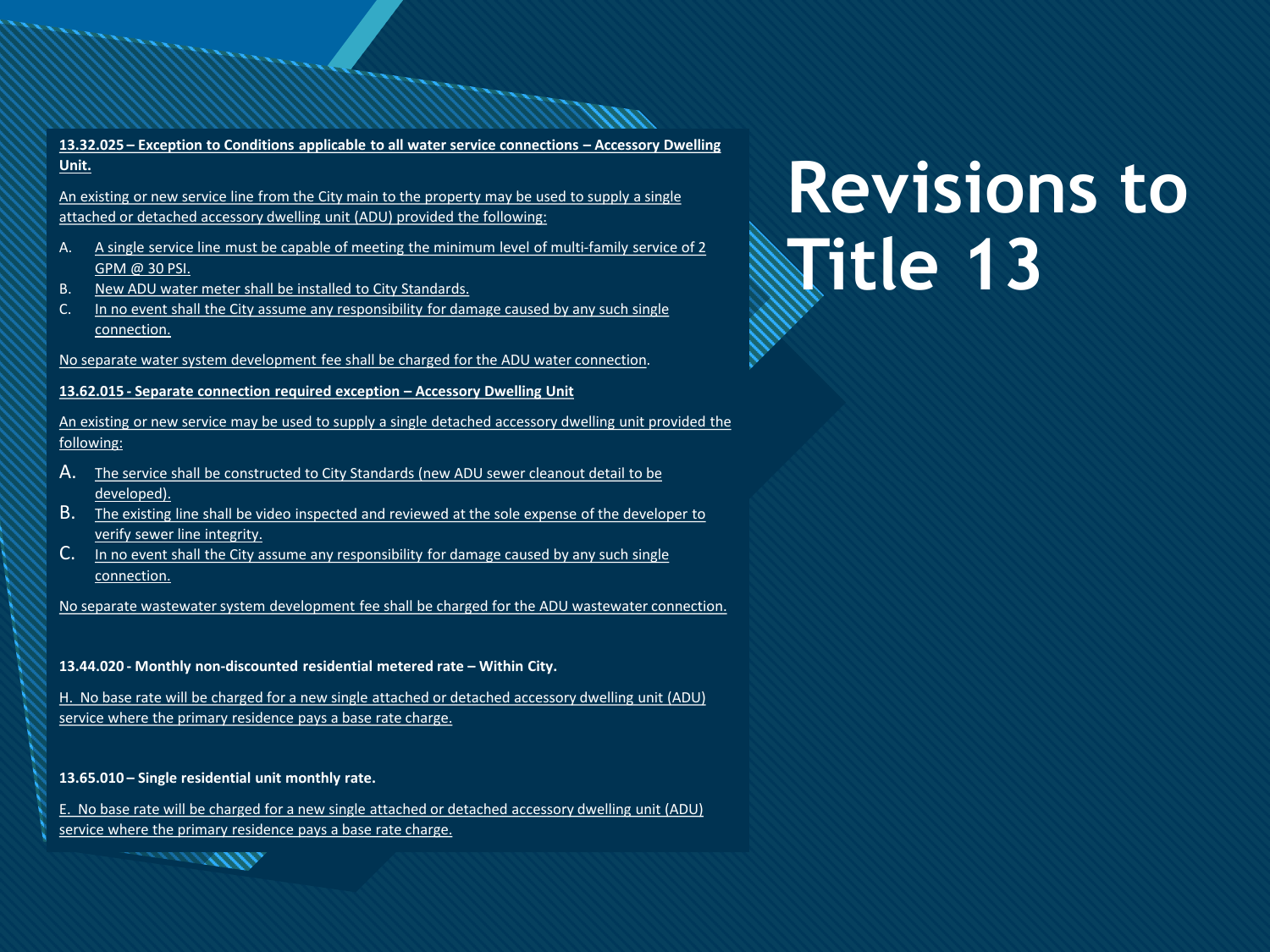# Revisions to Title 13

**13.32.025 – Exception to Conditions applicable to all water service connections – Accessory Dwelling Unit.**

An existing or new service line from the City main to the property may be used to supply a single attached or detached accessory dwelling unit (ADU) provided the following:

A. A single service line must be capable of meeting the minimum level of multi-family service of 2 GPM @ 30 PSI.
B. New ADU water meter shall be installed to City Standards.
C. In no event shall the City assume any responsibility for damage caused by any such single connection.

No separate water system development fee shall be charged for the ADU water connection.

**13.62.015 - Separate connection required exception – Accessory Dwelling Unit**

An existing or new service may be used to supply a single detached accessory dwelling unit provided the following:

A. The service shall be constructed to City Standards (new ADU sewer cleanout detail to be developed).
B. The existing line shall be video inspected and reviewed at the sole expense of the developer to verify sewer line integrity.
C. In no event shall the City assume any responsibility for damage caused by any such single connection.

No separate wastewater system development fee shall be charged for the ADU wastewater connection.

**13.44.020 - Monthly non-discounted residential metered rate – Within City.**

H. No base rate will be charged for a new single attached or detached accessory dwelling unit (ADU) service where the primary residence pays a base rate charge.

**13.65.010 – Single residential unit monthly rate.**

E. No base rate will be charged for a new single attached or detached accessory dwelling unit (ADU) service where the primary residence pays a base rate charge.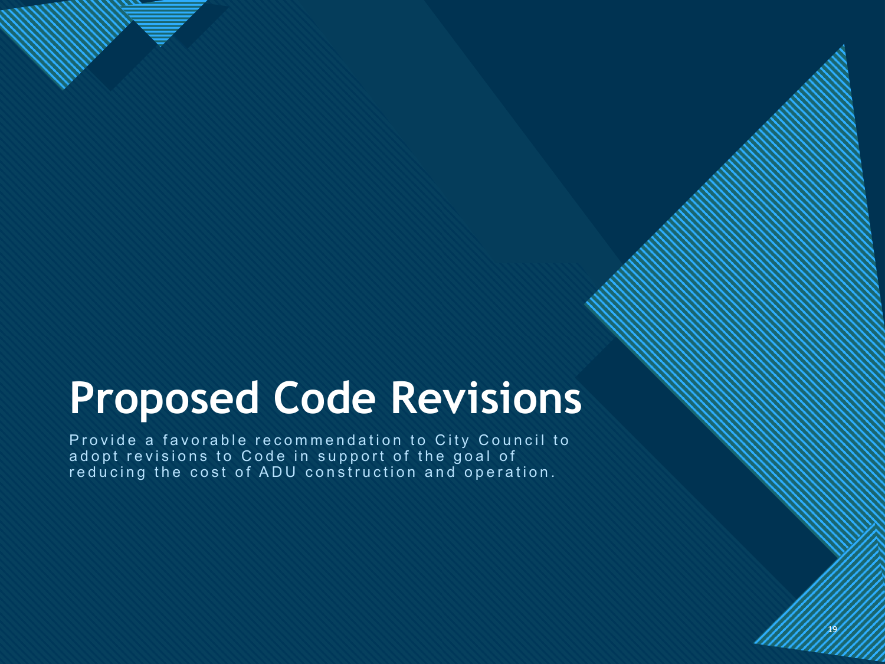# Proposed Code Revisions

Provide a favorable recommendation to City Council to adopt revisions to Code in support of the goal of reducing the cost of ADU construction and operation.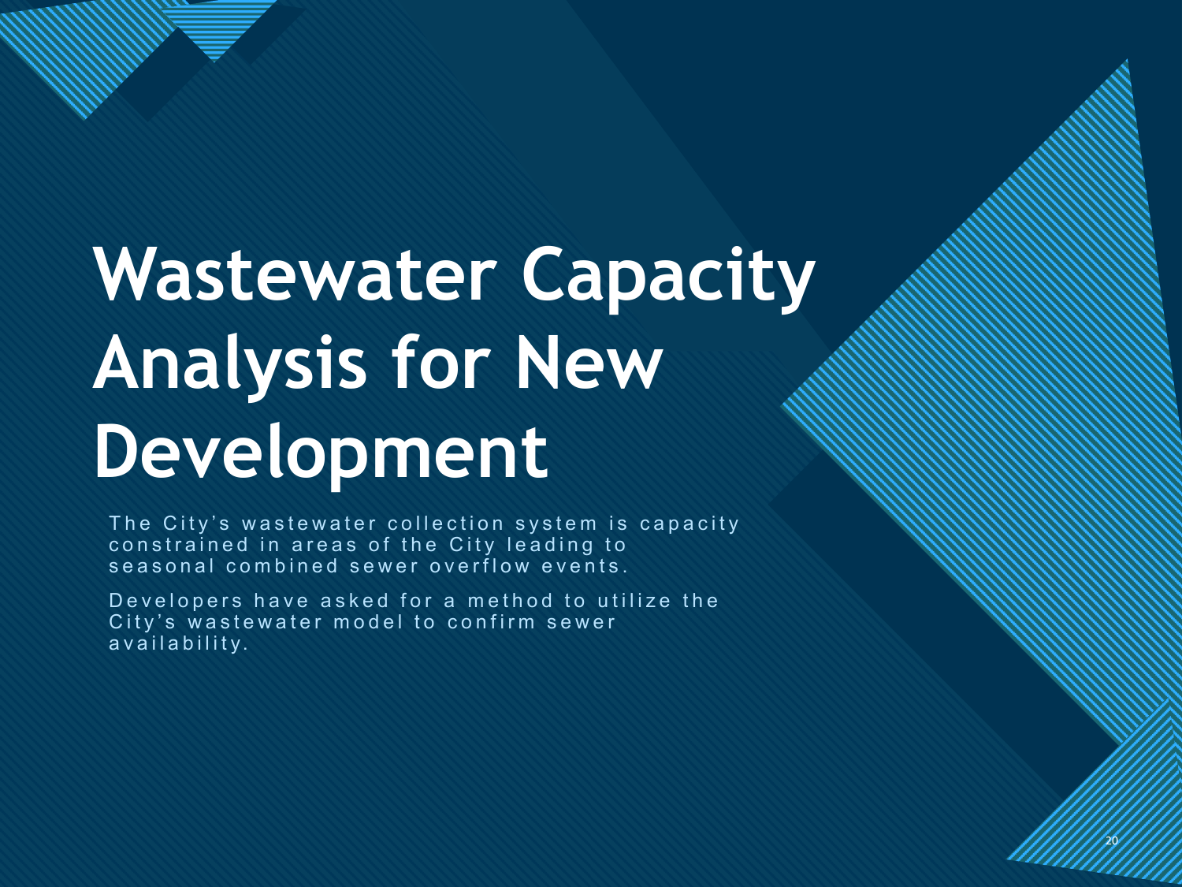# Wastewater Capacity Analysis for New Development

The City's wastewater collection system is capacity constrained in areas of the City leading to seasonal combined sewer overflow events.

Developers have asked for a method to utilize the City's wastewater model to confirm sewer availability.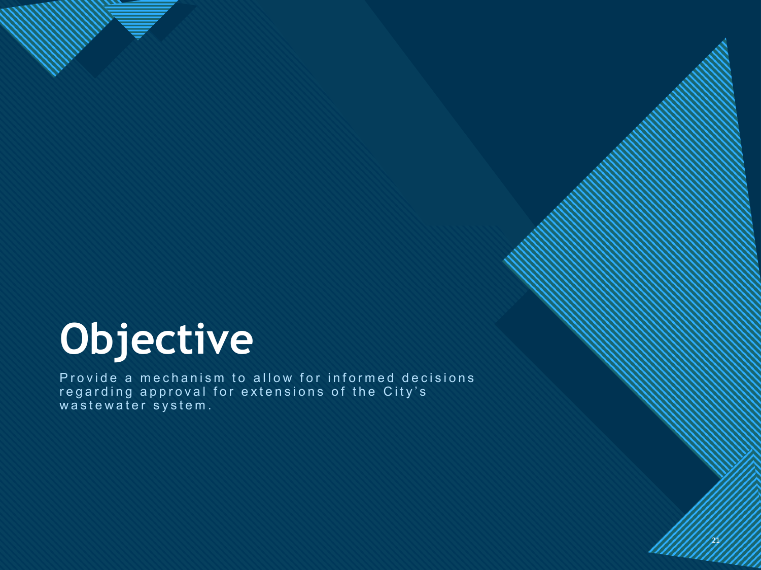# Objective

Provide a mechanism to allow for informed decisions regarding approval for extensions of the City's wastewater system.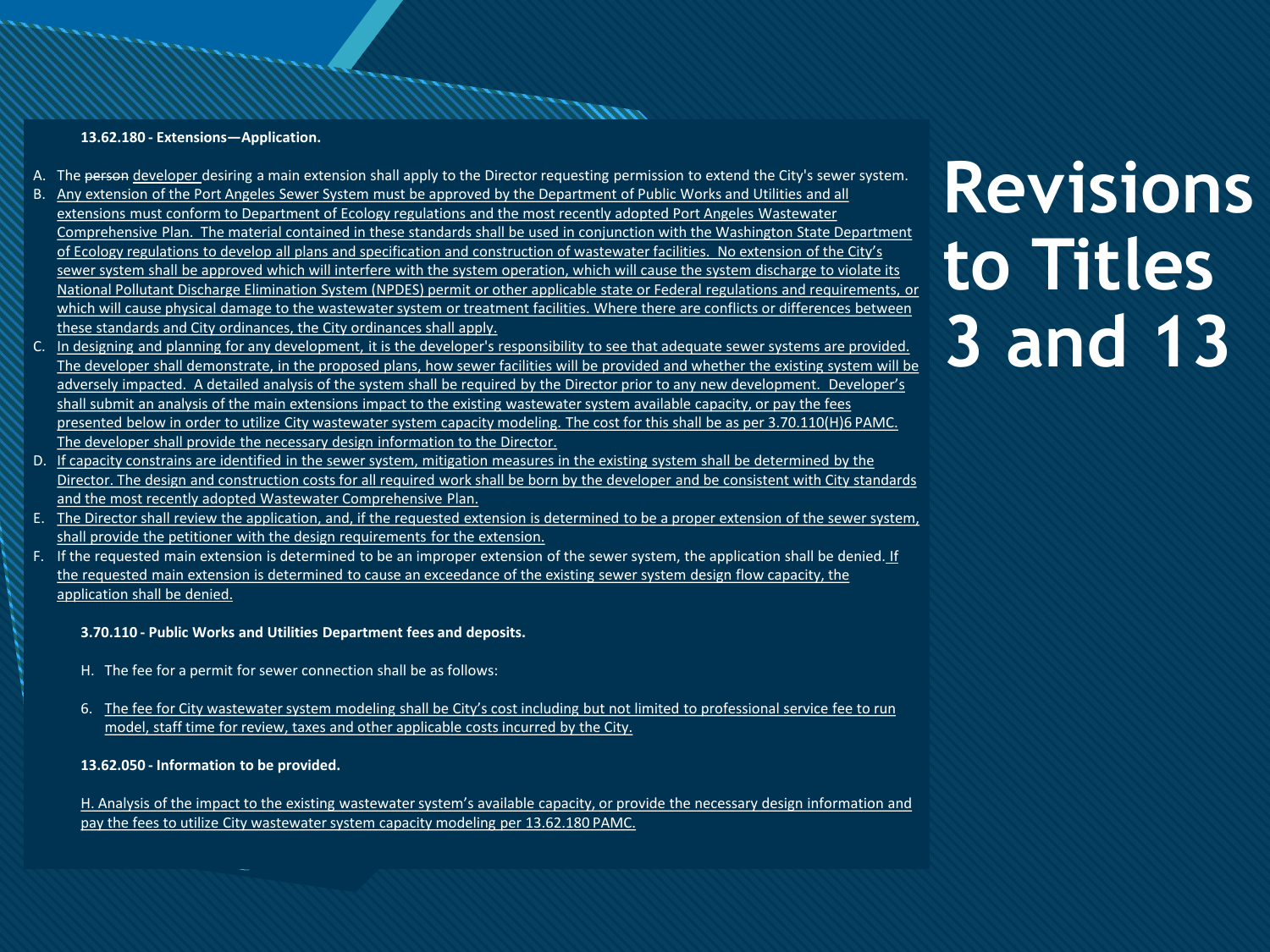# Revisions to Titles 3 and 13

**13.62.180 - Extensions—Application.**

A. The ~~person~~ <u>developer</u> desiring a main extension shall apply to the Director requesting permission to extend the City's sewer system.

B. <u>Any extension of the Port Angeles Sewer System must be approved by the Department of Public Works and Utilities and all extensions must conform to Department of Ecology regulations and the most recently adopted Port Angeles Wastewater Comprehensive Plan. The material contained in these standards shall be used in conjunction with the Washington State Department of Ecology regulations to develop all plans and specification and construction of wastewater facilities. No extension of the City's sewer system shall be approved which will interfere with the system operation, which will cause the system discharge to violate its National Pollutant Discharge Elimination System (NPDES) permit or other applicable state or Federal regulations and requirements, or which will cause physical damage to the wastewater system or treatment facilities. Where there are conflicts or differences between these standards and City ordinances, the City ordinances shall apply.</u>

C. <u>In designing and planning for any development, it is the developer's responsibility to see that adequate sewer systems are provided. The developer shall demonstrate, in the proposed plans, how sewer facilities will be provided and whether the existing system will be adversely impacted. A detailed analysis of the system shall be required by the Director prior to any new development. Developer's shall submit an analysis of the main extensions impact to the existing wastewater system available capacity, or pay the fees presented below in order to utilize City wastewater system capacity modeling. The cost for this shall be as per 3.70.110(H)6 PAMC. The developer shall provide the necessary design information to the Director.</u>

D. <u>If capacity constrains are identified in the sewer system, mitigation measures in the existing system shall be determined by the Director. The design and construction costs for all required work shall be born by the developer and be consistent with City standards and the most recently adopted Wastewater Comprehensive Plan.</u>

E. <u>The Director shall review the application, and, if the requested extension is determined to be a proper extension of the sewer system, shall provide the petitioner with the design requirements for the extension.</u>

F. If the requested main extension is determined to be an improper extension of the sewer system, the application shall be denied. <u>If the requested main extension is determined to cause an exceedance of the existing sewer system design flow capacity, the application shall be denied.</u>

**3.70.110 - Public Works and Utilities Department fees and deposits.**

H. The fee for a permit for sewer connection shall be as follows:

6. <u>The fee for City wastewater system modeling shall be City's cost including but not limited to professional service fee to run model, staff time for review, taxes and other applicable costs incurred by the City.</u>

**13.62.050 - Information to be provided.**

<u>H. Analysis of the impact to the existing wastewater system's available capacity, or provide the necessary design information and pay the fees to utilize City wastewater system capacity modeling per 13.62.180 PAMC.</u>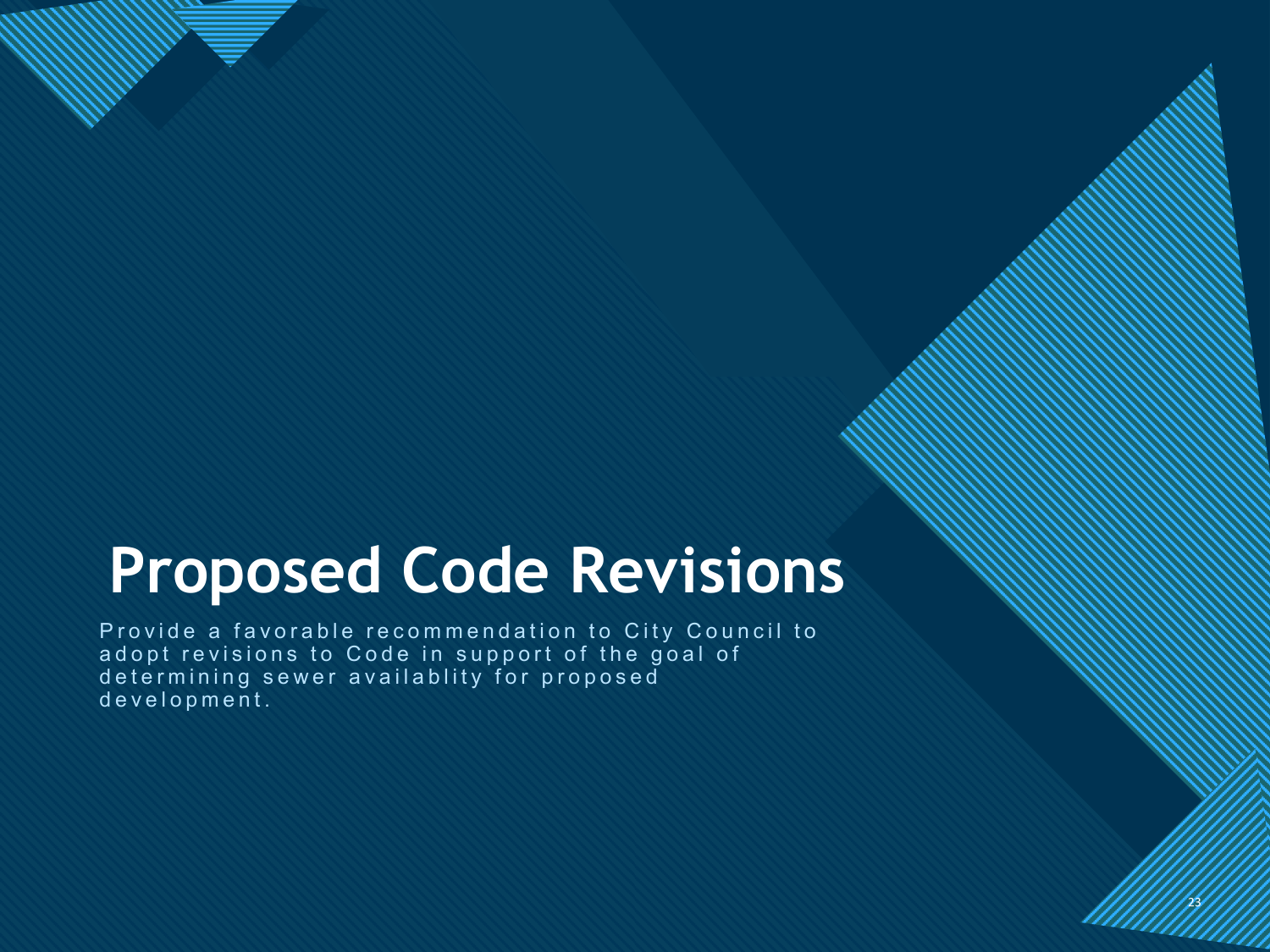# Proposed Code Revisions

Provide a favorable recommendation to City Council to adopt revisions to Code in support of the goal of determining sewer availablity for proposed development.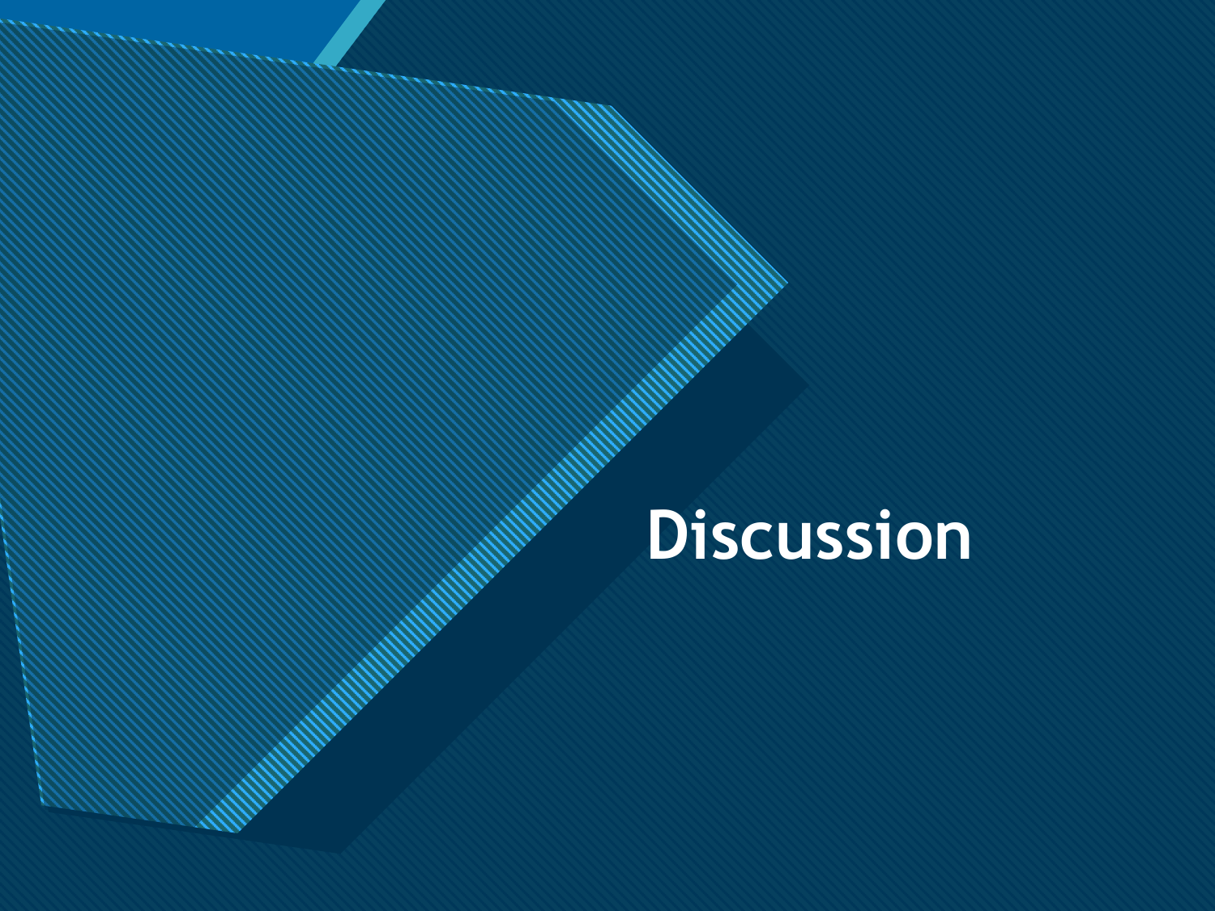# Discussion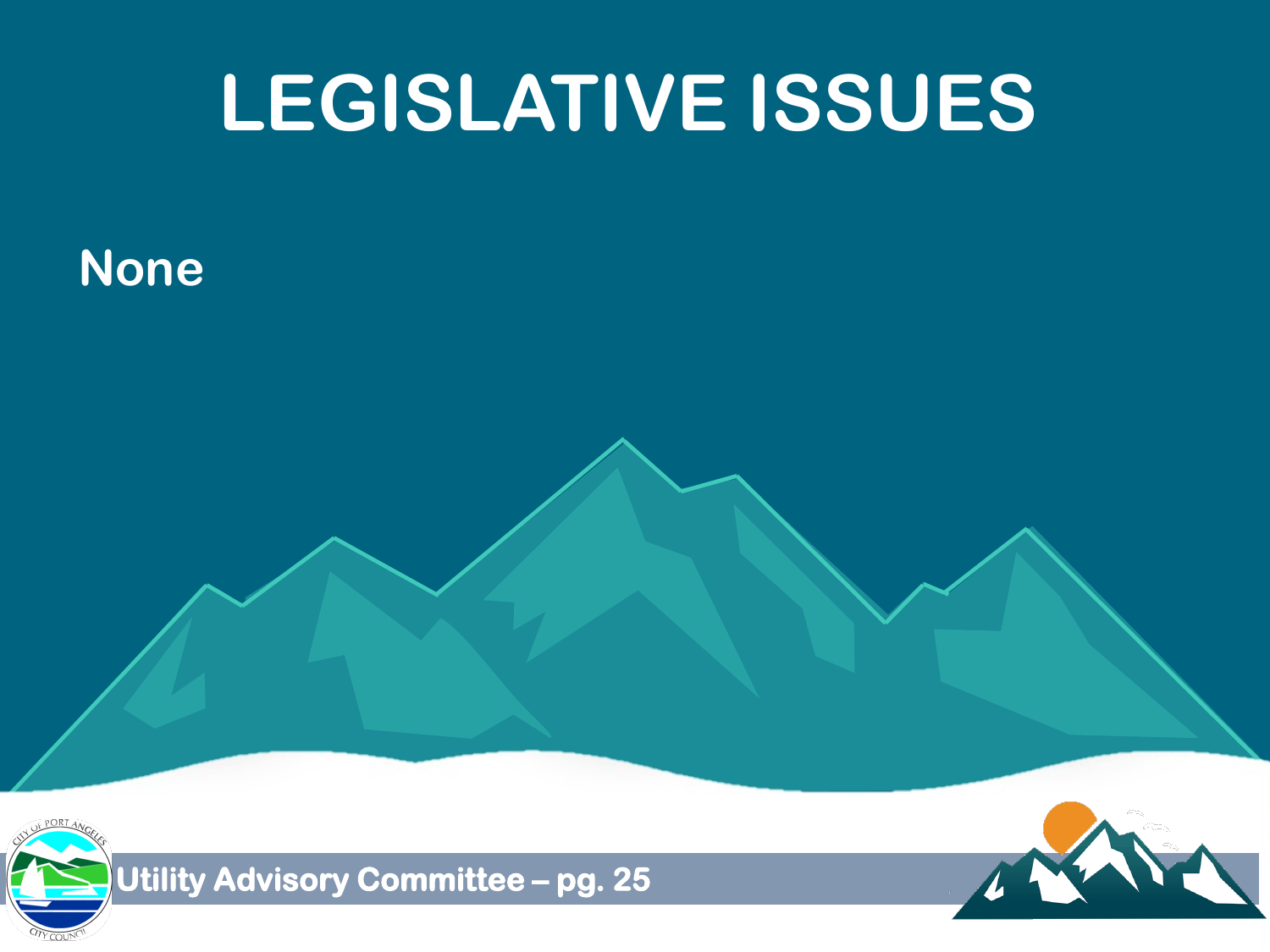# LEGISLATIVE ISSUES

**None**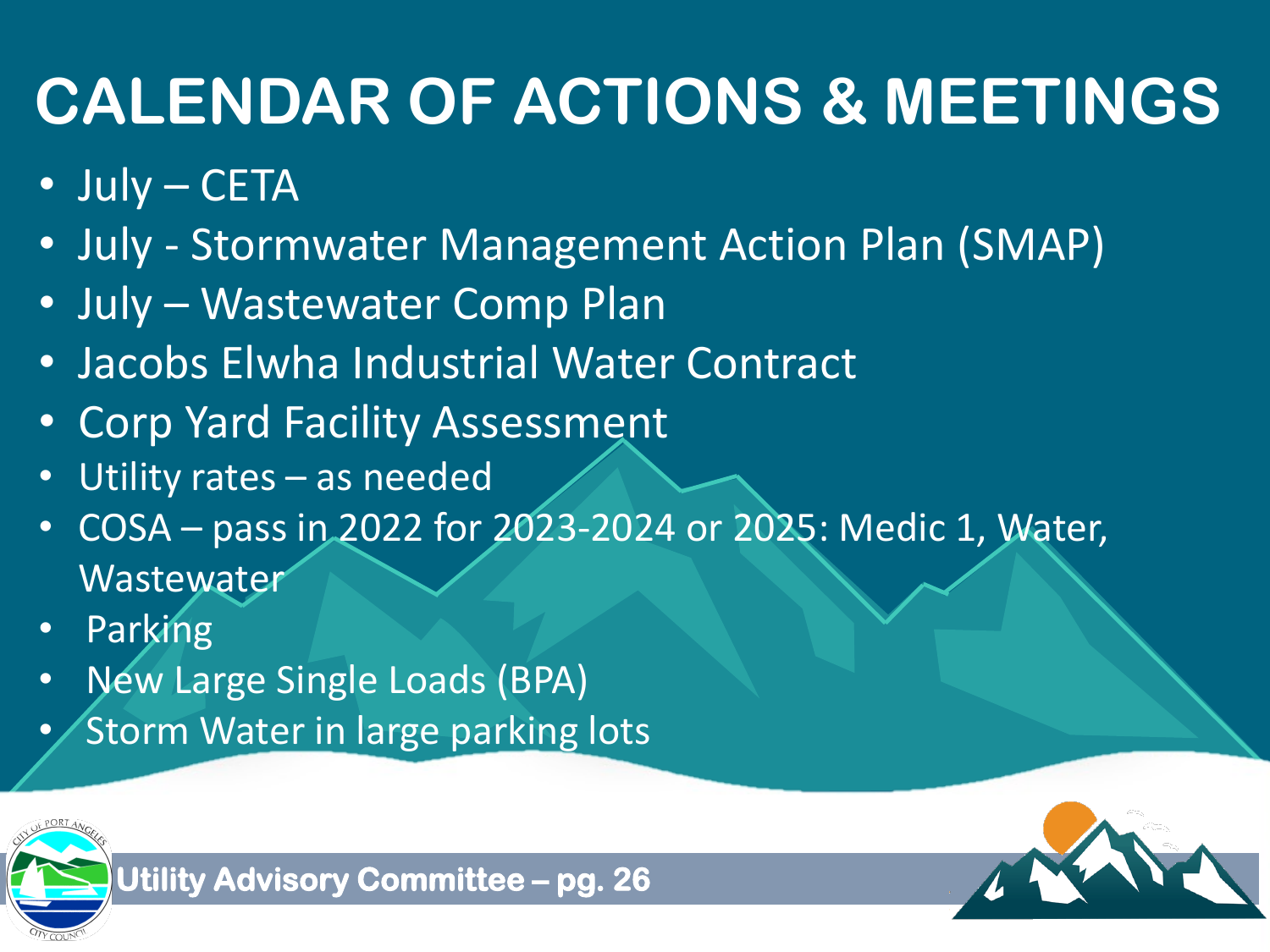# CALENDAR OF ACTIONS & MEETINGS

- July – CETA
- July - Stormwater Management Action Plan (SMAP)
- July – Wastewater Comp Plan
- Jacobs Elwha Industrial Water Contract
- Corp Yard Facility Assessment
- Utility rates – as needed
- COSA – pass in 2022 for 2023-2024 or 2025: Medic 1, Water, Wastewater
- Parking
- New Large Single Loads (BPA)
- Storm Water in large parking lots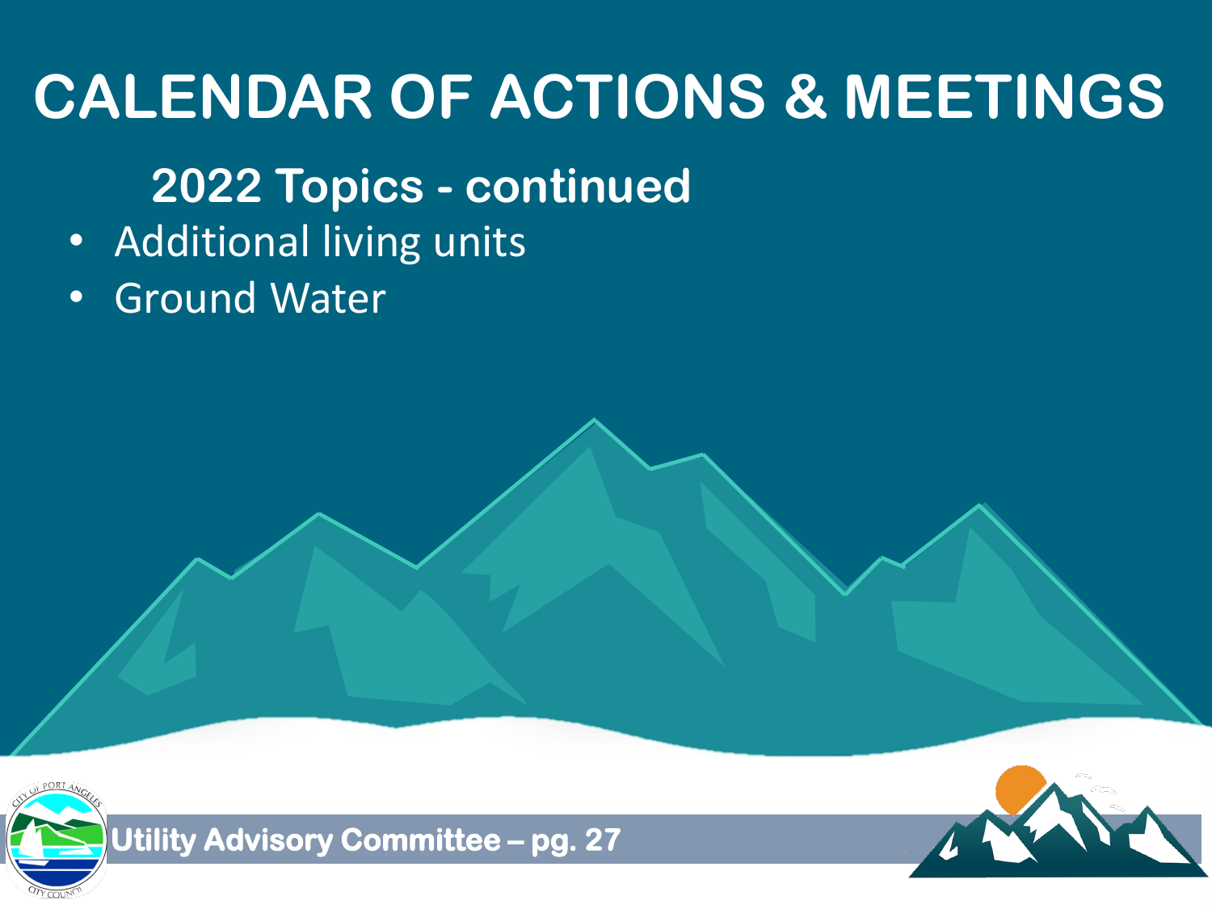# CALENDAR OF ACTIONS & MEETINGS

## 2022 Topics - continued

- Additional living units
- Ground Water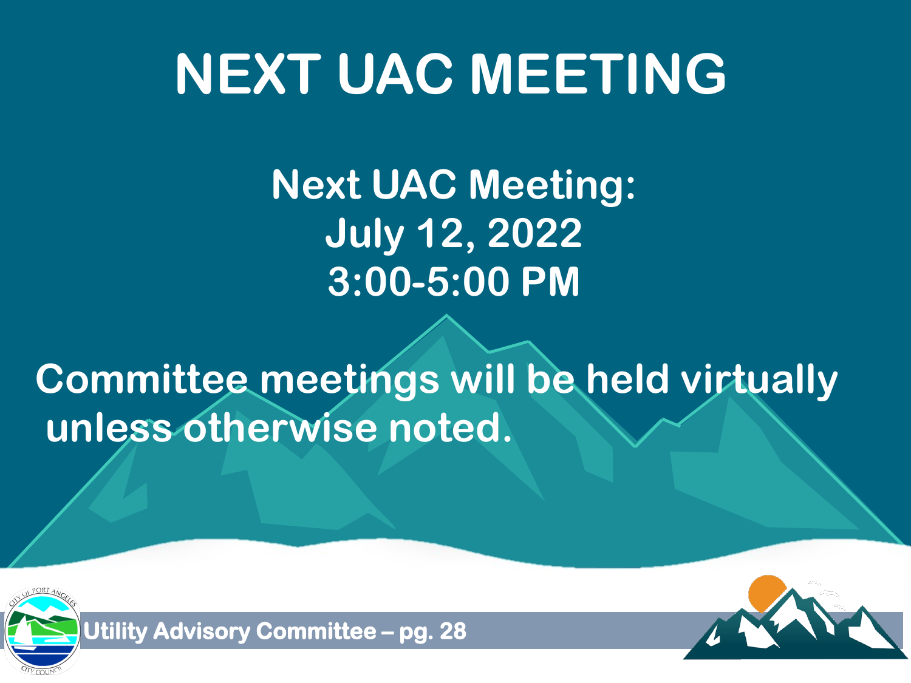# NEXT UAC MEETING

**Next UAC Meeting:**
**July 12, 2022**
**3:00-5:00 PM**

**Committee meetings will be held virtually unless otherwise noted.**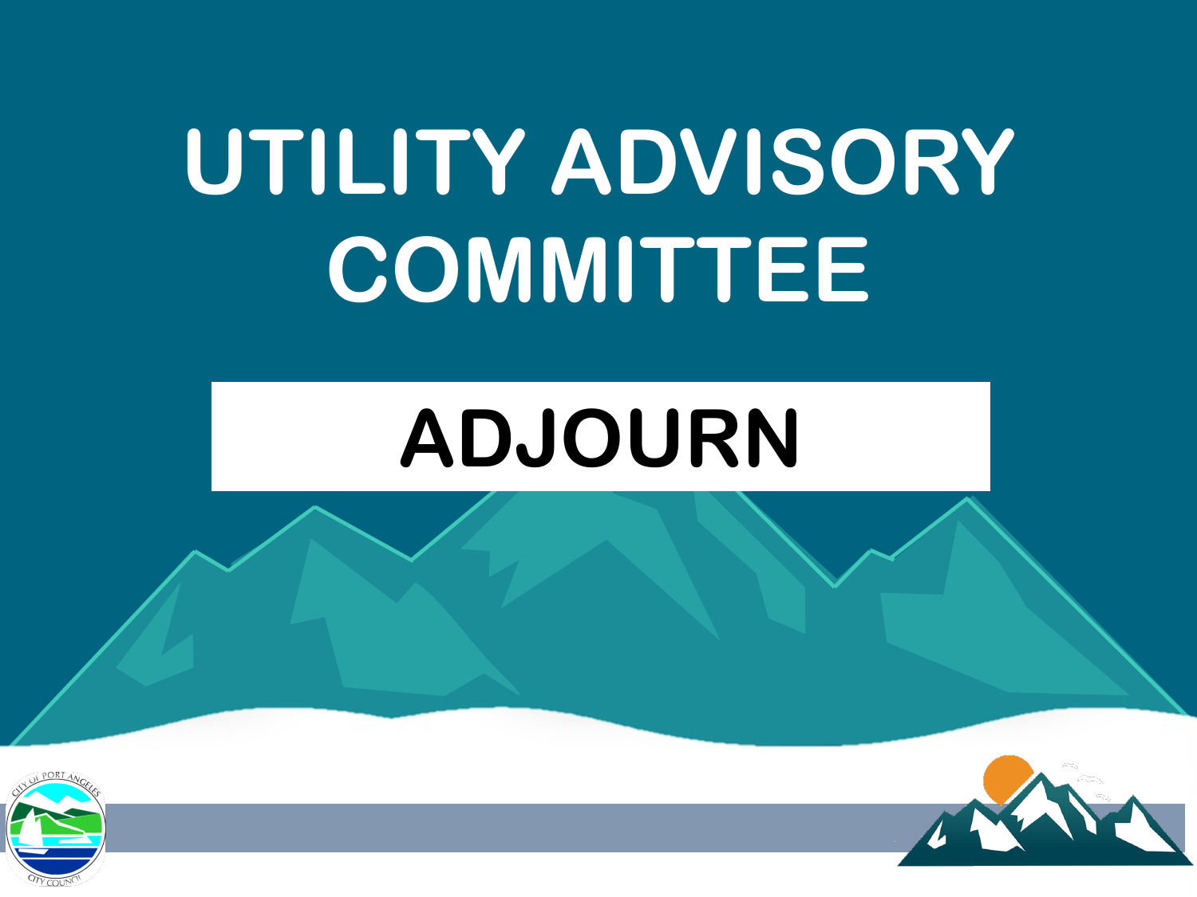# UTILITY ADVISORY COMMITTEE

## ADJOURN